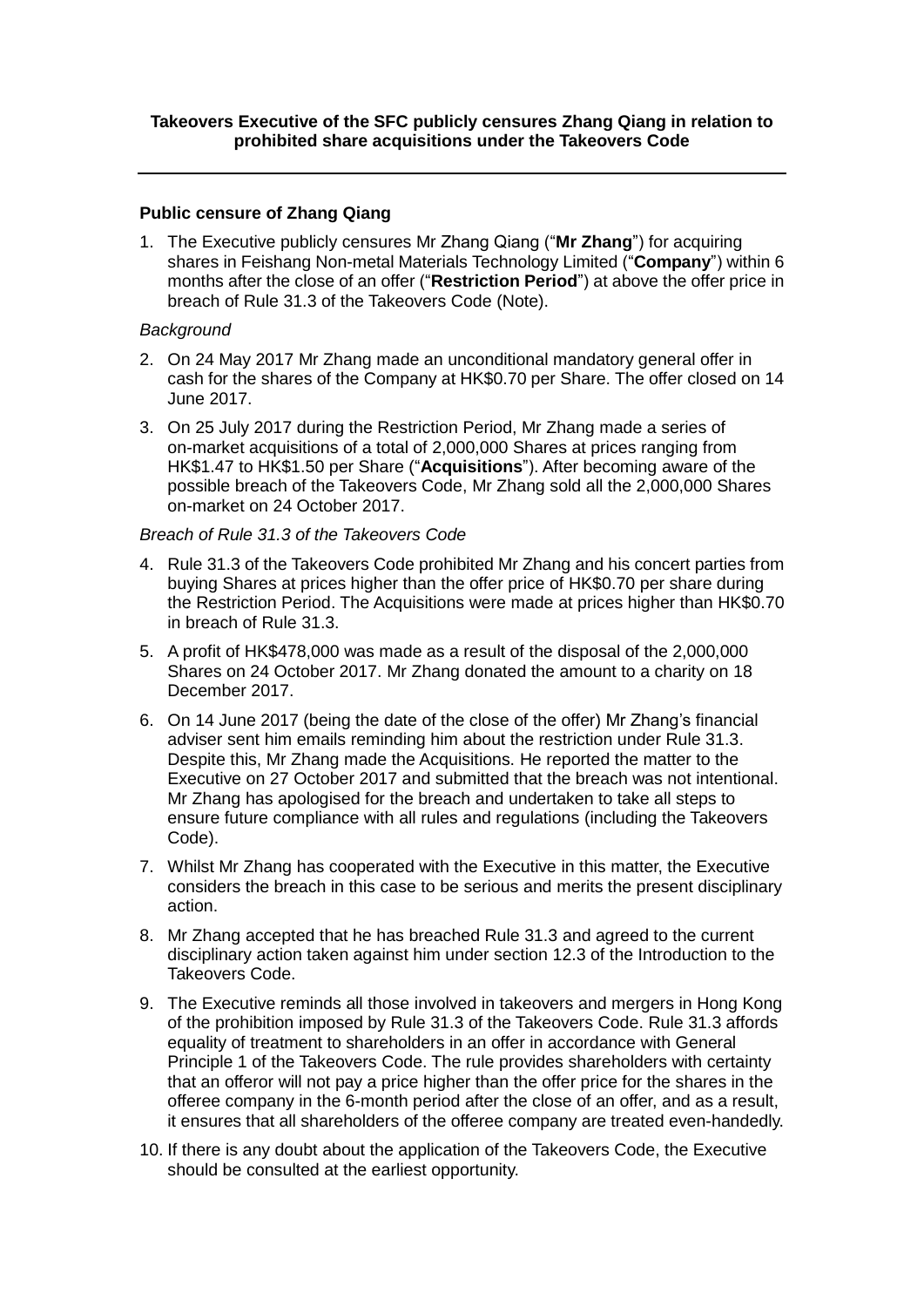**Takeovers Executive of the SFC publicly censures Zhang Qiang in relation to prohibited share acquisitions under the Takeovers Code**

---

**Public censure of Zhang Qiang**

1. The Executive publicly censures Mr Zhang Qiang ("**Mr Zhang**") for acquiring shares in Feishang Non-metal Materials Technology Limited ("**Company**") within 6 months after the close of an offer ("**Restriction Period**") at above the offer price in breach of Rule 31.3 of the Takeovers Code (Note).

*Background*

2. On 24 May 2017 Mr Zhang made an unconditional mandatory general offer in cash for the shares of the Company at HK$0.70 per Share. The offer closed on 14 June 2017.

3. On 25 July 2017 during the Restriction Period, Mr Zhang made a series of on-market acquisitions of a total of 2,000,000 Shares at prices ranging from HK$1.47 to HK$1.50 per Share ("**Acquisitions**"). After becoming aware of the possible breach of the Takeovers Code, Mr Zhang sold all the 2,000,000 Shares on-market on 24 October 2017.

*Breach of Rule 31.3 of the Takeovers Code*

4. Rule 31.3 of the Takeovers Code prohibited Mr Zhang and his concert parties from buying Shares at prices higher than the offer price of HK$0.70 per share during the Restriction Period. The Acquisitions were made at prices higher than HK$0.70 in breach of Rule 31.3.

5. A profit of HK$478,000 was made as a result of the disposal of the 2,000,000 Shares on 24 October 2017. Mr Zhang donated the amount to a charity on 18 December 2017.

6. On 14 June 2017 (being the date of the close of the offer) Mr Zhang's financial adviser sent him emails reminding him about the restriction under Rule 31.3. Despite this, Mr Zhang made the Acquisitions. He reported the matter to the Executive on 27 October 2017 and submitted that the breach was not intentional. Mr Zhang has apologised for the breach and undertaken to take all steps to ensure future compliance with all rules and regulations (including the Takeovers Code).

7. Whilst Mr Zhang has cooperated with the Executive in this matter, the Executive considers the breach in this case to be serious and merits the present disciplinary action.

8. Mr Zhang accepted that he has breached Rule 31.3 and agreed to the current disciplinary action taken against him under section 12.3 of the Introduction to the Takeovers Code.

9. The Executive reminds all those involved in takeovers and mergers in Hong Kong of the prohibition imposed by Rule 31.3 of the Takeovers Code. Rule 31.3 affords equality of treatment to shareholders in an offer in accordance with General Principle 1 of the Takeovers Code. The rule provides shareholders with certainty that an offeror will not pay a price higher than the offer price for the shares in the offeree company in the 6-month period after the close of an offer, and as a result, it ensures that all shareholders of the offeree company are treated even-handedly.

10. If there is any doubt about the application of the Takeovers Code, the Executive should be consulted at the earliest opportunity.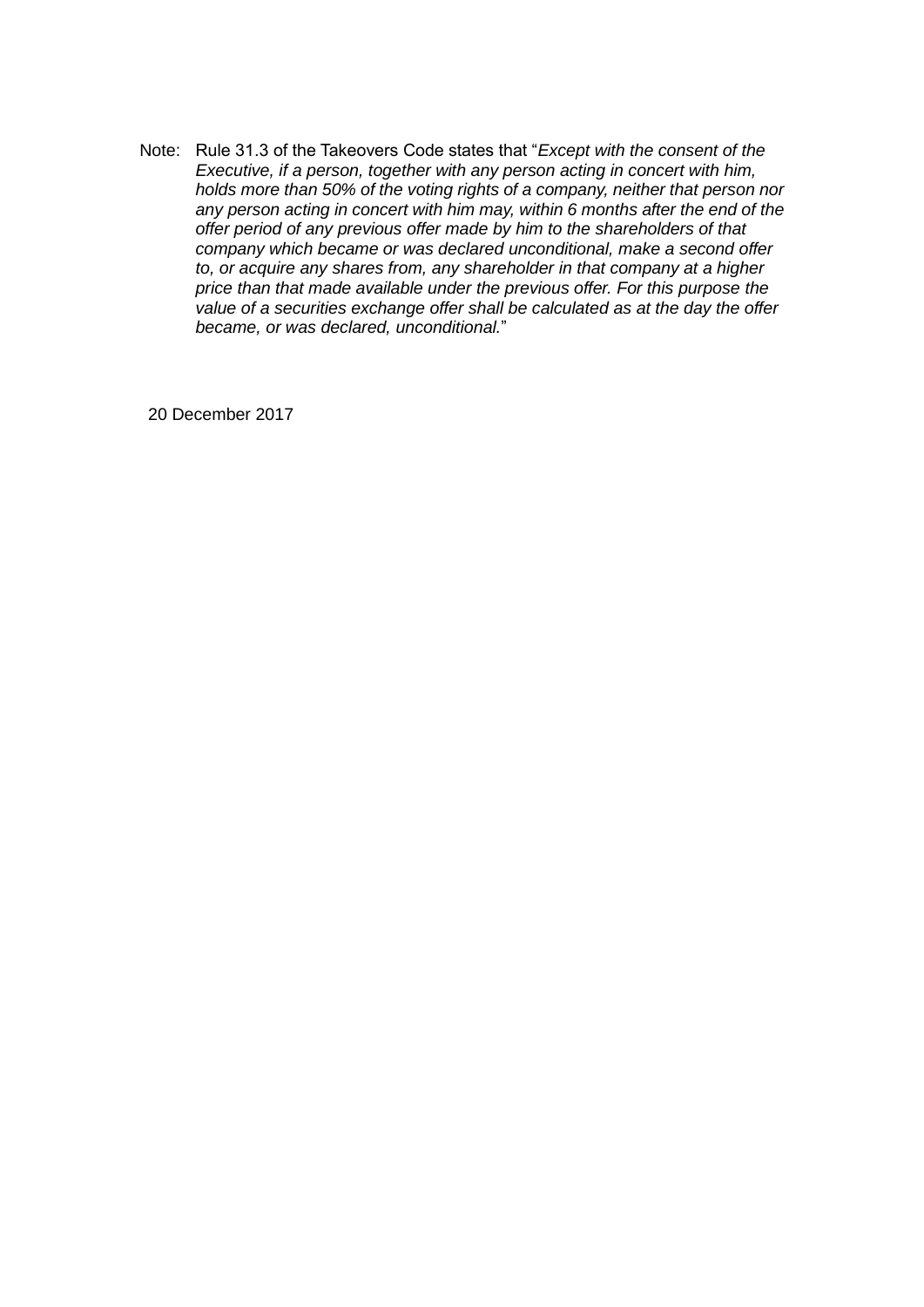Note: Rule 31.3 of the Takeovers Code states that "*Except with the consent of the Executive, if a person, together with any person acting in concert with him, holds more than 50% of the voting rights of a company, neither that person nor any person acting in concert with him may, within 6 months after the end of the offer period of any previous offer made by him to the shareholders of that company which became or was declared unconditional, make a second offer to, or acquire any shares from, any shareholder in that company at a higher price than that made available under the previous offer. For this purpose the value of a securities exchange offer shall be calculated as at the day the offer became, or was declared, unconditional.*"

20 December 2017